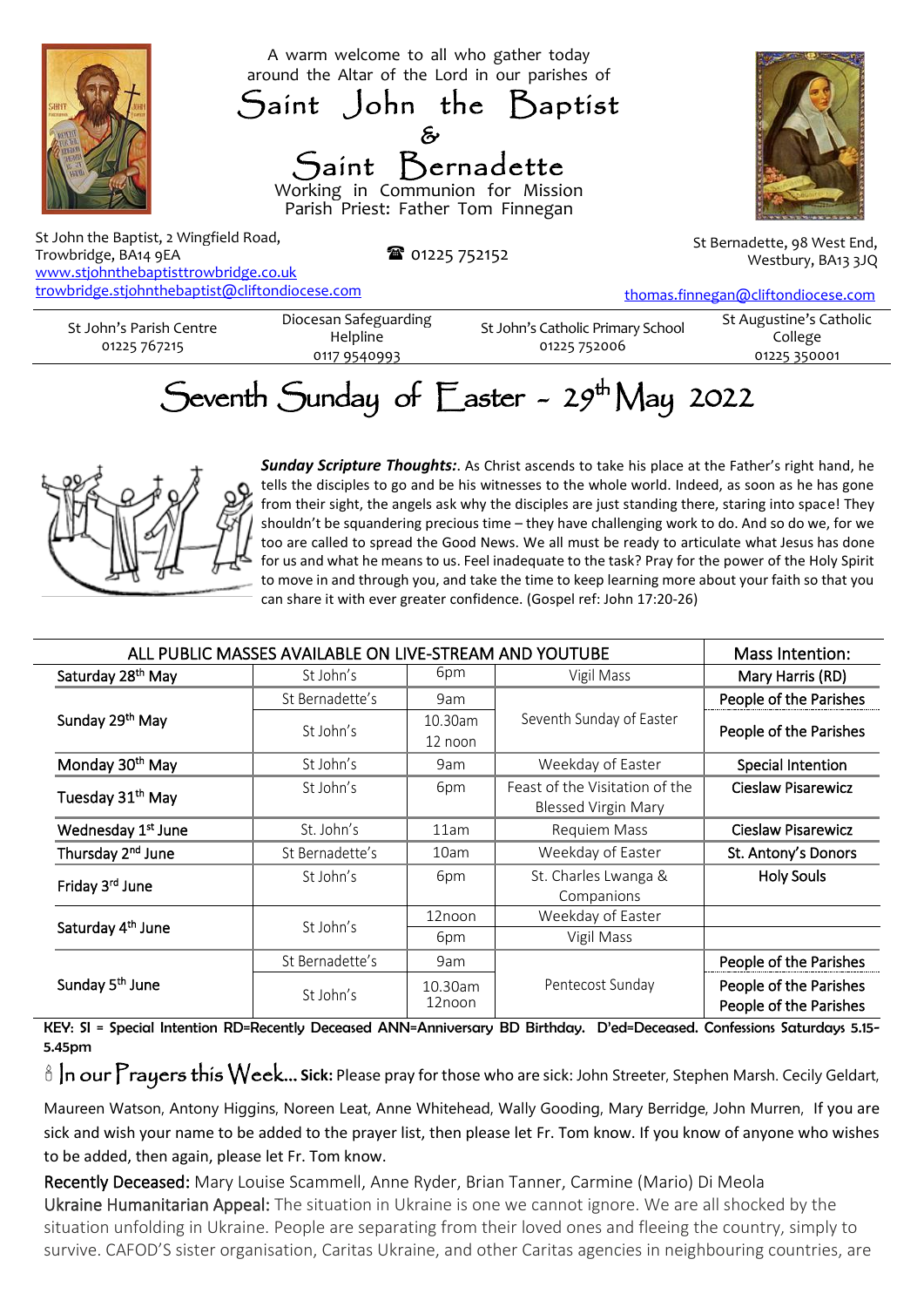A warm welcome to all who gather today around the Altar of the Lord in our parishes of

# Saint John the Baptist & Saint Bernadette

Working in Communion for Mission
Parish Priest: Father Tom Finnegan

St John the Baptist, 2 Wingfield Road, Trowbridge, BA14 9EA
www.stjohnthebaptisttrowbridge.co.uk
trowbridge.stjohnthebaptist@cliftondiocese.com

☎ 01225 752152

St Bernadette, 98 West End, Westbury, BA13 3JQ
thomas.finnegan@cliftondiocese.com

| St John's Parish Centre 01225 767215 | Diocesan Safeguarding Helpline 0117 9540993 | St John's Catholic Primary School 01225 752006 | St Augustine's Catholic College 01225 350001 |
|---|---|---|---|

## Seventh Sunday of Easter – 29th May 2022

***Sunday Scripture Thoughts:***. As Christ ascends to take his place at the Father's right hand, he tells the disciples to go and be his witnesses to the whole world. Indeed, as soon as he has gone from their sight, the angels ask why the disciples are just standing there, staring into space! They shouldn't be squandering precious time – they have challenging work to do. And so do we, for we too are called to spread the Good News. We all must be ready to articulate what Jesus has done for us and what he means to us. Feel inadequate to the task? Pray for the power of the Holy Spirit to move in and through you, and take the time to keep learning more about your faith so that you can share it with ever greater confidence. (Gospel ref: John 17:20-26)

| ALL PUBLIC MASSES AVAILABLE ON LIVE-STREAM AND YOUTUBE | | | | Mass Intention: |
|---|---|---|---|---|
| Saturday 28th May | St John's | 6pm | Vigil Mass | Mary Harris (RD) |
| Sunday 29th May | St Bernadette's | 9am | Seventh Sunday of Easter | People of the Parishes |
| | St John's | 10.30am 12 noon | | People of the Parishes |
| Monday 30th May | St John's | 9am | Weekday of Easter | Special Intention |
| Tuesday 31st May | St John's | 6pm | Feast of the Visitation of the Blessed Virgin Mary | Cieslaw Pisarewicz |
| Wednesday 1st June | St. John's | 11am | Requiem Mass | Cieslaw Pisarewicz |
| Thursday 2nd June | St Bernadette's | 10am | Weekday of Easter | St. Antony's Donors |
| Friday 3rd June | St John's | 6pm | St. Charles Lwanga & Companions | Holy Souls |
| Saturday 4th June | St John's | 12noon | Weekday of Easter | |
| | | 6pm | Vigil Mass | |
| Sunday 5th June | St Bernadette's | 9am | Pentecost Sunday | People of the Parishes |
| | St John's | 10.30am 12noon | | People of the Parishes People of the Parishes |

**KEY: SI = Special Intention RD=Recently Deceased ANN=Anniversary BD Birthday. D'ed=Deceased. Confessions Saturdays 5.15-5.45pm**

🕯 In our Prayers this Week... **Sick:** Please pray for those who are sick: John Streeter, Stephen Marsh. Cecily Geldart, Maureen Watson, Antony Higgins, Noreen Leat, Anne Whitehead, Wally Gooding, Mary Berridge, John Murren, If you are sick and wish your name to be added to the prayer list, then please let Fr. Tom know. If you know of anyone who wishes to be added, then again, please let Fr. Tom know.

Recently Deceased: Mary Louise Scammell, Anne Ryder, Brian Tanner, Carmine (Mario) Di Meola

Ukraine Humanitarian Appeal: The situation in Ukraine is one we cannot ignore. We are all shocked by the situation unfolding in Ukraine. People are separating from their loved ones and fleeing the country, simply to survive. CAFOD'S sister organisation, Caritas Ukraine, and other Caritas agencies in neighbouring countries, are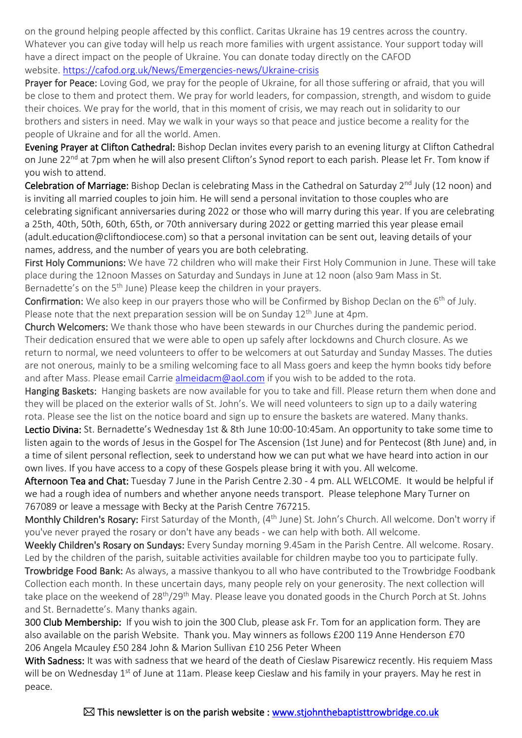on the ground helping people affected by this conflict. Caritas Ukraine has 19 centres across the country. Whatever you can give today will help us reach more families with urgent assistance. Your support today will have a direct impact on the people of Ukraine. You can donate today directly on the CAFOD website. https://cafod.org.uk/News/Emergencies-news/Ukraine-crisis

**Prayer for Peace:** Loving God, we pray for the people of Ukraine, for all those suffering or afraid, that you will be close to them and protect them. We pray for world leaders, for compassion, strength, and wisdom to guide their choices. We pray for the world, that in this moment of crisis, we may reach out in solidarity to our brothers and sisters in need. May we walk in your ways so that peace and justice become a reality for the people of Ukraine and for all the world. Amen.

**Evening Prayer at Clifton Cathedral:** Bishop Declan invites every parish to an evening liturgy at Clifton Cathedral on June 22nd at 7pm when he will also present Clifton's Synod report to each parish. Please let Fr. Tom know if you wish to attend.

**Celebration of Marriage:** Bishop Declan is celebrating Mass in the Cathedral on Saturday 2nd July (12 noon) and is inviting all married couples to join him. He will send a personal invitation to those couples who are celebrating significant anniversaries during 2022 or those who will marry during this year. If you are celebrating a 25th, 40th, 50th, 60th, 65th, or 70th anniversary during 2022 or getting married this year please email (adult.education@cliftondiocese.com) so that a personal invitation can be sent out, leaving details of your names, address, and the number of years you are both celebrating.

**First Holy Communions:** We have 72 children who will make their First Holy Communion in June. These will take place during the 12noon Masses on Saturday and Sundays in June at 12 noon (also 9am Mass in St. Bernadette's on the 5th June) Please keep the children in your prayers.

**Confirmation:** We also keep in our prayers those who will be Confirmed by Bishop Declan on the 6th of July. Please note that the next preparation session will be on Sunday 12th June at 4pm.

**Church Welcomers:** We thank those who have been stewards in our Churches during the pandemic period. Their dedication ensured that we were able to open up safely after lockdowns and Church closure. As we return to normal, we need volunteers to offer to be welcomers at out Saturday and Sunday Masses. The duties are not onerous, mainly to be a smiling welcoming face to all Mass goers and keep the hymn books tidy before and after Mass. Please email Carrie almeidacm@aol.com if you wish to be added to the rota.

**Hanging Baskets:** Hanging baskets are now available for you to take and fill. Please return them when done and they will be placed on the exterior walls of St. John's. We will need volunteers to sign up to a daily watering rota. Please see the list on the notice board and sign up to ensure the baskets are watered. Many thanks.

**Lectio Divina:** St. Bernadette's Wednesday 1st & 8th June 10:00-10:45am. An opportunity to take some time to listen again to the words of Jesus in the Gospel for The Ascension (1st June) and for Pentecost (8th June) and, in a time of silent personal reflection, seek to understand how we can put what we have heard into action in our own lives. If you have access to a copy of these Gospels please bring it with you. All welcome.

**Afternoon Tea and Chat:** Tuesday 7 June in the Parish Centre 2.30 - 4 pm. ALL WELCOME. It would be helpful if we had a rough idea of numbers and whether anyone needs transport. Please telephone Mary Turner on 767089 or leave a message with Becky at the Parish Centre 767215.

**Monthly Children's Rosary:** First Saturday of the Month, (4th June) St. John's Church. All welcome. Don't worry if you've never prayed the rosary or don't have any beads - we can help with both. All welcome.

**Weekly Children's Rosary on Sundays:** Every Sunday morning 9.45am in the Parish Centre. All welcome. Rosary. Led by the children of the parish, suitable activities available for children maybe too you to participate fully.

**Trowbridge Food Bank:** As always, a massive thankyou to all who have contributed to the Trowbridge Foodbank Collection each month. In these uncertain days, many people rely on your generosity. The next collection will take place on the weekend of 28th/29th May. Please leave you donated goods in the Church Porch at St. Johns and St. Bernadette's. Many thanks again.

**300 Club Membership:** If you wish to join the 300 Club, please ask Fr. Tom for an application form. They are also available on the parish Website. Thank you. May winners as follows £200 119 Anne Henderson £70 206 Angela Mcauley £50 284 John & Marion Sullivan £10 256 Peter Wheen

**With Sadness:** It was with sadness that we heard of the death of Cieslaw Pisarewicz recently. His requiem Mass will be on Wednesday 1st of June at 11am. Please keep Cieslaw and his family in your prayers. May he rest in peace.

✉ This newsletter is on the parish website : www.stjohnthebaptisttrowbridge.co.uk